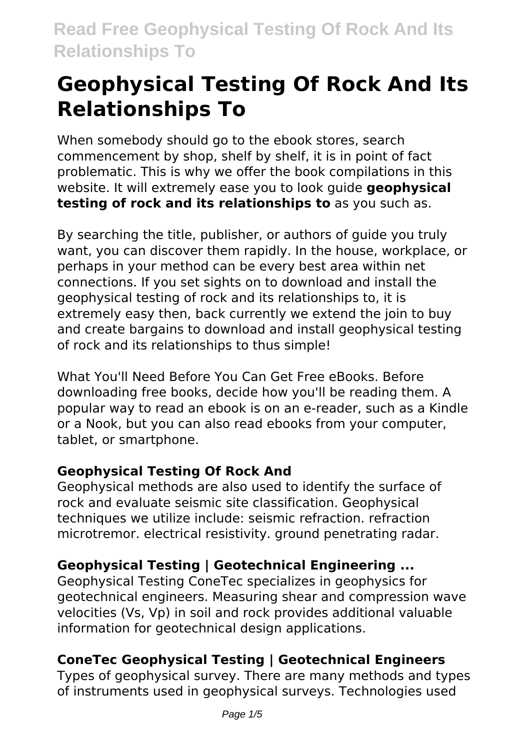# Geophysical Testing Of Rock And Its Relationships To

When somebody should go to the ebook stores, search commencement by shop, shelf by shelf, it is in point of fact problematic. This is why we offer the book compilations in this website. It will extremely ease you to look guide **geophysical testing of rock and its relationships to** as you such as.

By searching the title, publisher, or authors of guide you truly want, you can discover them rapidly. In the house, workplace, or perhaps in your method can be every best area within net connections. If you set sights on to download and install the geophysical testing of rock and its relationships to, it is extremely easy then, back currently we extend the join to buy and create bargains to download and install geophysical testing of rock and its relationships to thus simple!

What You'll Need Before You Can Get Free eBooks. Before downloading free books, decide how you'll be reading them. A popular way to read an ebook is on an e-reader, such as a Kindle or a Nook, but you can also read ebooks from your computer, tablet, or smartphone.

## Geophysical Testing Of Rock And

Geophysical methods are also used to identify the surface of rock and evaluate seismic site classification. Geophysical techniques we utilize include: seismic refraction. refraction microtremor. electrical resistivity. ground penetrating radar.

## Geophysical Testing | Geotechnical Engineering ...

Geophysical Testing ConeTec specializes in geophysics for geotechnical engineers. Measuring shear and compression wave velocities (Vs, Vp) in soil and rock provides additional valuable information for geotechnical design applications.

## ConeTec Geophysical Testing | Geotechnical Engineers

Types of geophysical survey. There are many methods and types of instruments used in geophysical surveys. Technologies used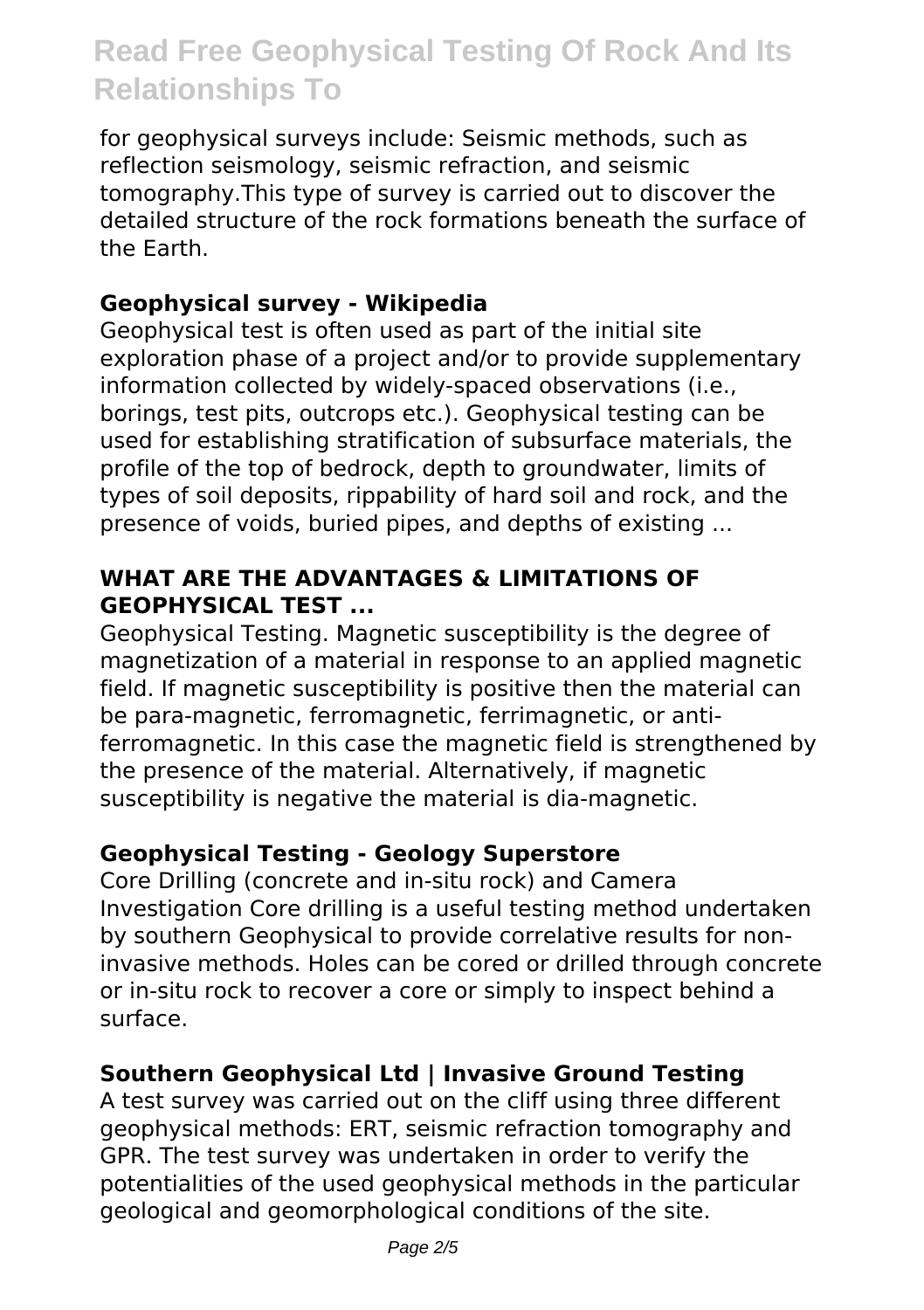for geophysical surveys include: Seismic methods, such as reflection seismology, seismic refraction, and seismic tomography.This type of survey is carried out to discover the detailed structure of the rock formations beneath the surface of the Earth.

### Geophysical survey - Wikipedia

Geophysical test is often used as part of the initial site exploration phase of a project and/or to provide supplementary information collected by widely-spaced observations (i.e., borings, test pits, outcrops etc.). Geophysical testing can be used for establishing stratification of subsurface materials, the profile of the top of bedrock, depth to groundwater, limits of types of soil deposits, rippability of hard soil and rock, and the presence of voids, buried pipes, and depths of existing ...

### WHAT ARE THE ADVANTAGES & LIMITATIONS OF GEOPHYSICAL TEST ...

Geophysical Testing. Magnetic susceptibility is the degree of magnetization of a material in response to an applied magnetic field. If magnetic susceptibility is positive then the material can be para-magnetic, ferromagnetic, ferrimagnetic, or anti-ferromagnetic. In this case the magnetic field is strengthened by the presence of the material. Alternatively, if magnetic susceptibility is negative the material is dia-magnetic.

### Geophysical Testing - Geology Superstore

Core Drilling (concrete and in-situ rock) and Camera Investigation Core drilling is a useful testing method undertaken by southern Geophysical to provide correlative results for non-invasive methods. Holes can be cored or drilled through concrete or in-situ rock to recover a core or simply to inspect behind a surface.

### Southern Geophysical Ltd | Invasive Ground Testing

A test survey was carried out on the cliff using three different geophysical methods: ERT, seismic refraction tomography and GPR. The test survey was undertaken in order to verify the potentialities of the used geophysical methods in the particular geological and geomorphological conditions of the site.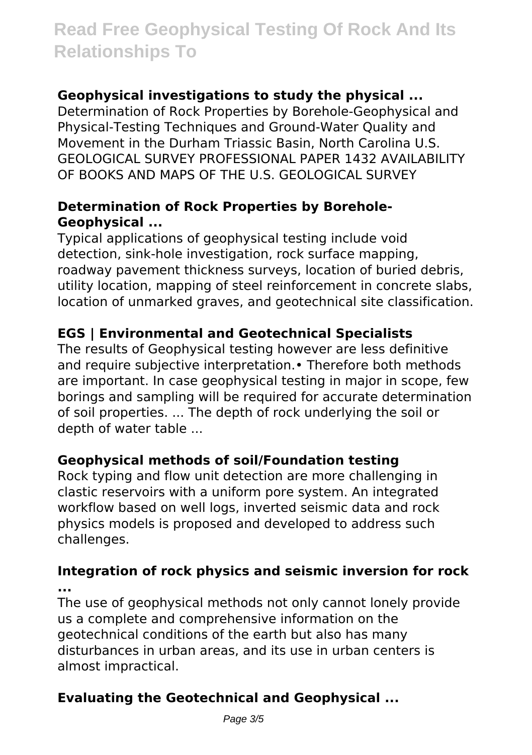### Geophysical investigations to study the physical ...

Determination of Rock Properties by Borehole-Geophysical and Physical-Testing Techniques and Ground-Water Quality and Movement in the Durham Triassic Basin, North Carolina U.S. GEOLOGICAL SURVEY PROFESSIONAL PAPER 1432 AVAILABILITY OF BOOKS AND MAPS OF THE U.S. GEOLOGICAL SURVEY

### Determination of Rock Properties by Borehole-Geophysical ...

Typical applications of geophysical testing include void detection, sink-hole investigation, rock surface mapping, roadway pavement thickness surveys, location of buried debris, utility location, mapping of steel reinforcement in concrete slabs, location of unmarked graves, and geotechnical site classification.

### EGS | Environmental and Geotechnical Specialists

The results of Geophysical testing however are less definitive and require subjective interpretation.• Therefore both methods are important. In case geophysical testing in major in scope, few borings and sampling will be required for accurate determination of soil properties. ... The depth of rock underlying the soil or depth of water table ...

### Geophysical methods of soil/Foundation testing

Rock typing and flow unit detection are more challenging in clastic reservoirs with a uniform pore system. An integrated workflow based on well logs, inverted seismic data and rock physics models is proposed and developed to address such challenges.

### Integration of rock physics and seismic inversion for rock ...

The use of geophysical methods not only cannot lonely provide us a complete and comprehensive information on the geotechnical conditions of the earth but also has many disturbances in urban areas, and its use in urban centers is almost impractical.

### Evaluating the Geotechnical and Geophysical ...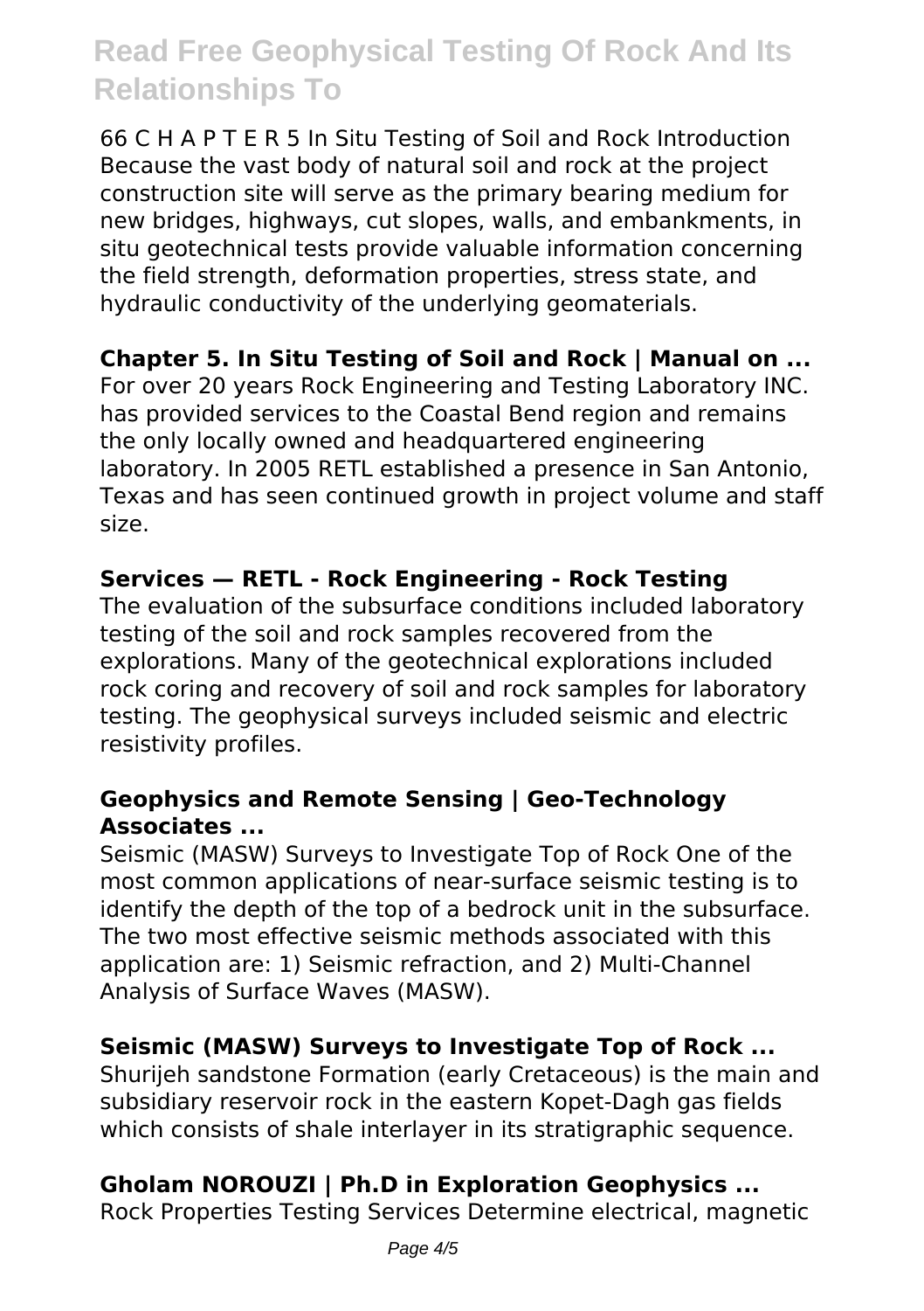66 C H A P T E R 5 In Situ Testing of Soil and Rock Introduction Because the vast body of natural soil and rock at the project construction site will serve as the primary bearing medium for new bridges, highways, cut slopes, walls, and embankments, in situ geotechnical tests provide valuable information concerning the field strength, deformation properties, stress state, and hydraulic conductivity of the underlying geomaterials.

**Chapter 5. In Situ Testing of Soil and Rock | Manual on ...**

For over 20 years Rock Engineering and Testing Laboratory INC. has provided services to the Coastal Bend region and remains the only locally owned and headquartered engineering laboratory. In 2005 RETL established a presence in San Antonio, Texas and has seen continued growth in project volume and staff size.

**Services — RETL - Rock Engineering - Rock Testing**

The evaluation of the subsurface conditions included laboratory testing of the soil and rock samples recovered from the explorations. Many of the geotechnical explorations included rock coring and recovery of soil and rock samples for laboratory testing. The geophysical surveys included seismic and electric resistivity profiles.

**Geophysics and Remote Sensing | Geo-Technology Associates ...**

Seismic (MASW) Surveys to Investigate Top of Rock One of the most common applications of near-surface seismic testing is to identify the depth of the top of a bedrock unit in the subsurface. The two most effective seismic methods associated with this application are: 1) Seismic refraction, and 2) Multi-Channel Analysis of Surface Waves (MASW).

**Seismic (MASW) Surveys to Investigate Top of Rock ...**

Shurijeh sandstone Formation (early Cretaceous) is the main and subsidiary reservoir rock in the eastern Kopet-Dagh gas fields which consists of shale interlayer in its stratigraphic sequence.

**Gholam NOROUZI | Ph.D in Exploration Geophysics ...**

Rock Properties Testing Services Determine electrical, magnetic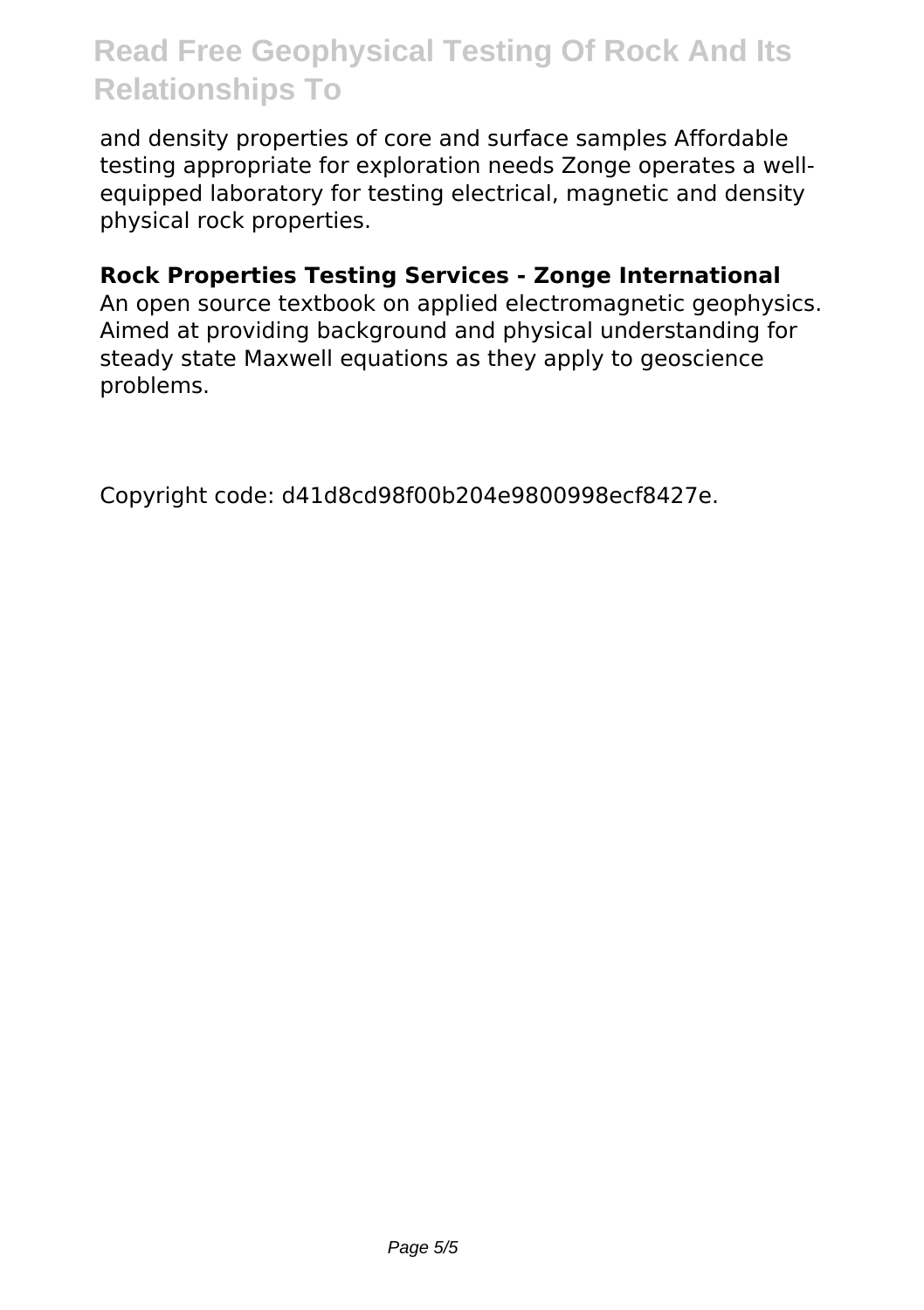and density properties of core and surface samples Affordable testing appropriate for exploration needs Zonge operates a well-equipped laboratory for testing electrical, magnetic and density physical rock properties.

**Rock Properties Testing Services - Zonge International**

An open source textbook on applied electromagnetic geophysics. Aimed at providing background and physical understanding for steady state Maxwell equations as they apply to geoscience problems.

Copyright code: d41d8cd98f00b204e9800998ecf8427e.